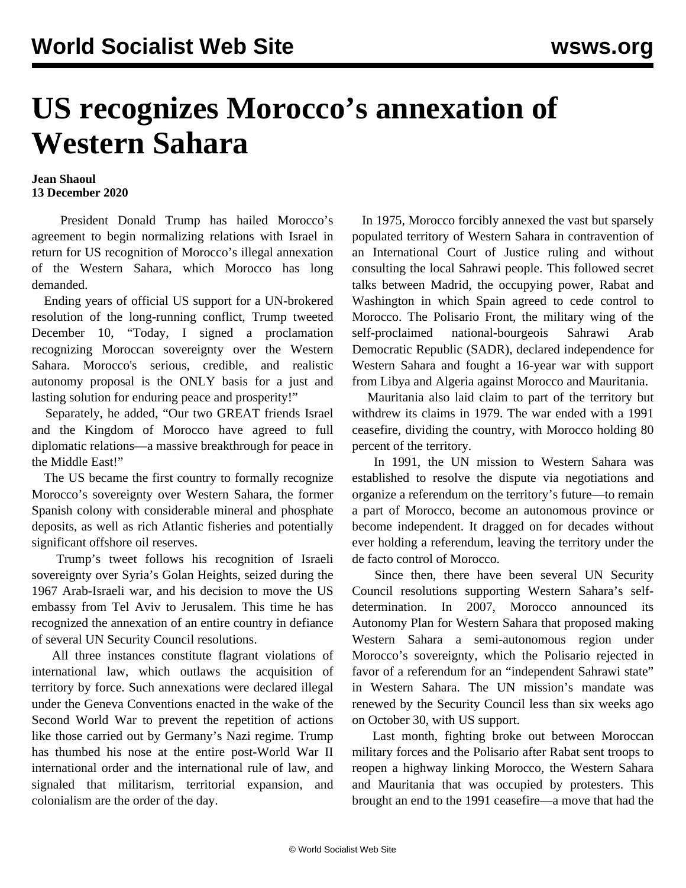# US recognizes Morocco's annexation of Western Sahara

**Jean Shaoul**
**13 December 2020**

President Donald Trump has hailed Morocco's agreement to begin normalizing relations with Israel in return for US recognition of Morocco's illegal annexation of the Western Sahara, which Morocco has long demanded.

Ending years of official US support for a UN-brokered resolution of the long-running conflict, Trump tweeted December 10, "Today, I signed a proclamation recognizing Moroccan sovereignty over the Western Sahara. Morocco's serious, credible, and realistic autonomy proposal is the ONLY basis for a just and lasting solution for enduring peace and prosperity!"

Separately, he added, "Our two GREAT friends Israel and the Kingdom of Morocco have agreed to full diplomatic relations—a massive breakthrough for peace in the Middle East!"

The US became the first country to formally recognize Morocco's sovereignty over Western Sahara, the former Spanish colony with considerable mineral and phosphate deposits, as well as rich Atlantic fisheries and potentially significant offshore oil reserves.

Trump's tweet follows his recognition of Israeli sovereignty over Syria's Golan Heights, seized during the 1967 Arab-Israeli war, and his decision to move the US embassy from Tel Aviv to Jerusalem. This time he has recognized the annexation of an entire country in defiance of several UN Security Council resolutions.

All three instances constitute flagrant violations of international law, which outlaws the acquisition of territory by force. Such annexations were declared illegal under the Geneva Conventions enacted in the wake of the Second World War to prevent the repetition of actions like those carried out by Germany's Nazi regime. Trump has thumbed his nose at the entire post-World War II international order and the international rule of law, and signaled that militarism, territorial expansion, and colonialism are the order of the day.

In 1975, Morocco forcibly annexed the vast but sparsely populated territory of Western Sahara in contravention of an International Court of Justice ruling and without consulting the local Sahrawi people. This followed secret talks between Madrid, the occupying power, Rabat and Washington in which Spain agreed to cede control to Morocco. The Polisario Front, the military wing of the self-proclaimed national-bourgeois Sahrawi Arab Democratic Republic (SADR), declared independence for Western Sahara and fought a 16-year war with support from Libya and Algeria against Morocco and Mauritania.

Mauritania also laid claim to part of the territory but withdrew its claims in 1979. The war ended with a 1991 ceasefire, dividing the country, with Morocco holding 80 percent of the territory.

In 1991, the UN mission to Western Sahara was established to resolve the dispute via negotiations and organize a referendum on the territory's future—to remain a part of Morocco, become an autonomous province or become independent. It dragged on for decades without ever holding a referendum, leaving the territory under the de facto control of Morocco.

Since then, there have been several UN Security Council resolutions supporting Western Sahara's self-determination. In 2007, Morocco announced its Autonomy Plan for Western Sahara that proposed making Western Sahara a semi-autonomous region under Morocco's sovereignty, which the Polisario rejected in favor of a referendum for an "independent Sahrawi state" in Western Sahara. The UN mission's mandate was renewed by the Security Council less than six weeks ago on October 30, with US support.

Last month, fighting broke out between Moroccan military forces and the Polisario after Rabat sent troops to reopen a highway linking Morocco, the Western Sahara and Mauritania that was occupied by protesters. This brought an end to the 1991 ceasefire—a move that had the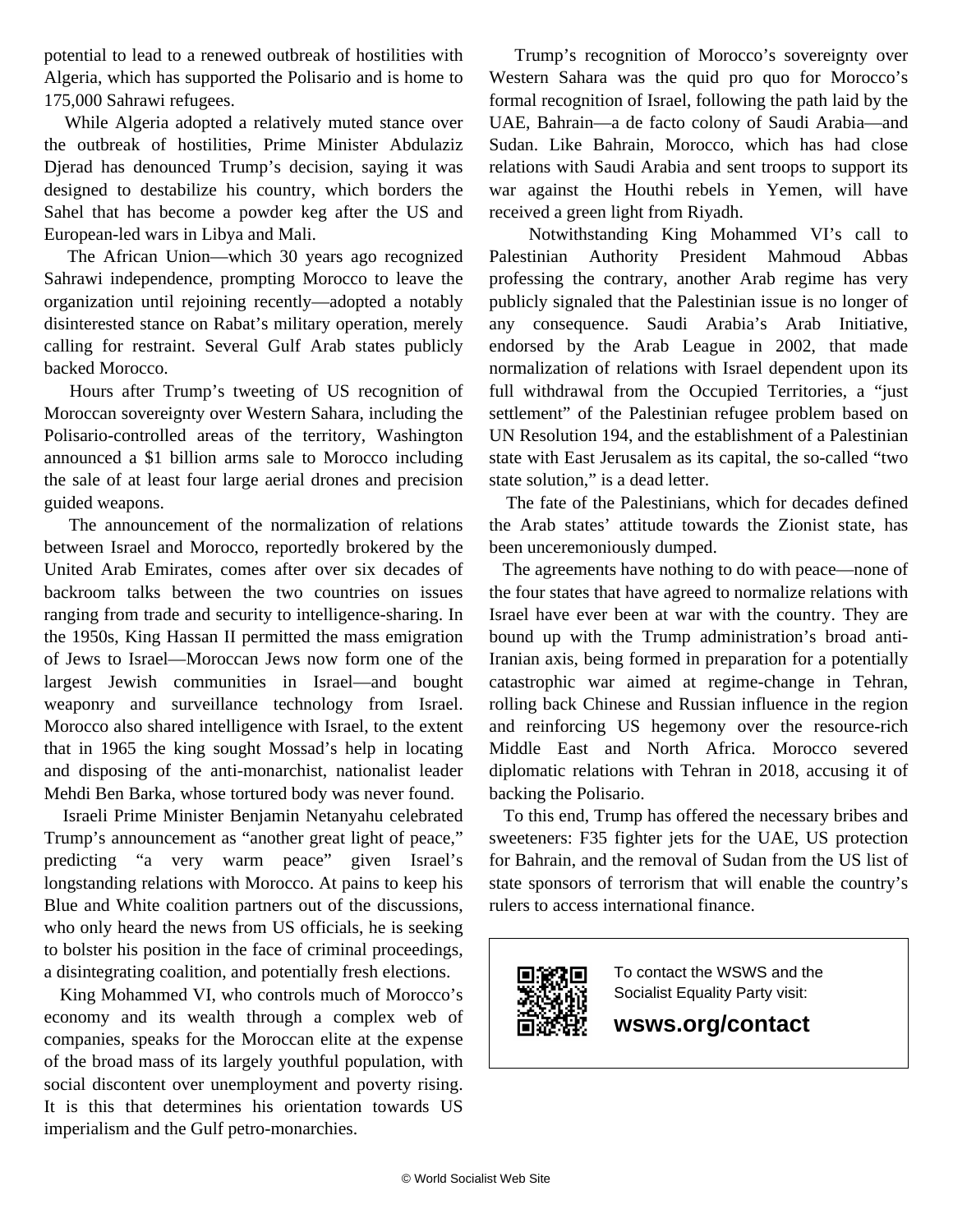potential to lead to a renewed outbreak of hostilities with Algeria, which has supported the Polisario and is home to 175,000 Sahrawi refugees.

While Algeria adopted a relatively muted stance over the outbreak of hostilities, Prime Minister Abdulaziz Djerad has denounced Trump's decision, saying it was designed to destabilize his country, which borders the Sahel that has become a powder keg after the US and European-led wars in Libya and Mali.

The African Union—which 30 years ago recognized Sahrawi independence, prompting Morocco to leave the organization until rejoining recently—adopted a notably disinterested stance on Rabat's military operation, merely calling for restraint. Several Gulf Arab states publicly backed Morocco.

Hours after Trump's tweeting of US recognition of Moroccan sovereignty over Western Sahara, including the Polisario-controlled areas of the territory, Washington announced a $1 billion arms sale to Morocco including the sale of at least four large aerial drones and precision guided weapons.

The announcement of the normalization of relations between Israel and Morocco, reportedly brokered by the United Arab Emirates, comes after over six decades of backroom talks between the two countries on issues ranging from trade and security to intelligence-sharing. In the 1950s, King Hassan II permitted the mass emigration of Jews to Israel—Moroccan Jews now form one of the largest Jewish communities in Israel—and bought weaponry and surveillance technology from Israel. Morocco also shared intelligence with Israel, to the extent that in 1965 the king sought Mossad's help in locating and disposing of the anti-monarchist, nationalist leader Mehdi Ben Barka, whose tortured body was never found.

Israeli Prime Minister Benjamin Netanyahu celebrated Trump's announcement as "another great light of peace," predicting "a very warm peace" given Israel's longstanding relations with Morocco. At pains to keep his Blue and White coalition partners out of the discussions, who only heard the news from US officials, he is seeking to bolster his position in the face of criminal proceedings, a disintegrating coalition, and potentially fresh elections.

King Mohammed VI, who controls much of Morocco's economy and its wealth through a complex web of companies, speaks for the Moroccan elite at the expense of the broad mass of its largely youthful population, with social discontent over unemployment and poverty rising. It is this that determines his orientation towards US imperialism and the Gulf petro-monarchies.

Trump's recognition of Morocco's sovereignty over Western Sahara was the quid pro quo for Morocco's formal recognition of Israel, following the path laid by the UAE, Bahrain—a de facto colony of Saudi Arabia—and Sudan. Like Bahrain, Morocco, which has had close relations with Saudi Arabia and sent troops to support its war against the Houthi rebels in Yemen, will have received a green light from Riyadh.

Notwithstanding King Mohammed VI's call to Palestinian Authority President Mahmoud Abbas professing the contrary, another Arab regime has very publicly signaled that the Palestinian issue is no longer of any consequence. Saudi Arabia's Arab Initiative, endorsed by the Arab League in 2002, that made normalization of relations with Israel dependent upon its full withdrawal from the Occupied Territories, a "just settlement" of the Palestinian refugee problem based on UN Resolution 194, and the establishment of a Palestinian state with East Jerusalem as its capital, the so-called "two state solution," is a dead letter.

The fate of the Palestinians, which for decades defined the Arab states' attitude towards the Zionist state, has been unceremoniously dumped.

The agreements have nothing to do with peace—none of the four states that have agreed to normalize relations with Israel have ever been at war with the country. They are bound up with the Trump administration's broad anti-Iranian axis, being formed in preparation for a potentially catastrophic war aimed at regime-change in Tehran, rolling back Chinese and Russian influence in the region and reinforcing US hegemony over the resource-rich Middle East and North Africa. Morocco severed diplomatic relations with Tehran in 2018, accusing it of backing the Polisario.

To this end, Trump has offered the necessary bribes and sweeteners: F35 fighter jets for the UAE, US protection for Bahrain, and the removal of Sudan from the US list of state sponsors of terrorism that will enable the country's rulers to access international finance.

To contact the WSWS and the Socialist Equality Party visit:

**wsws.org/contact**